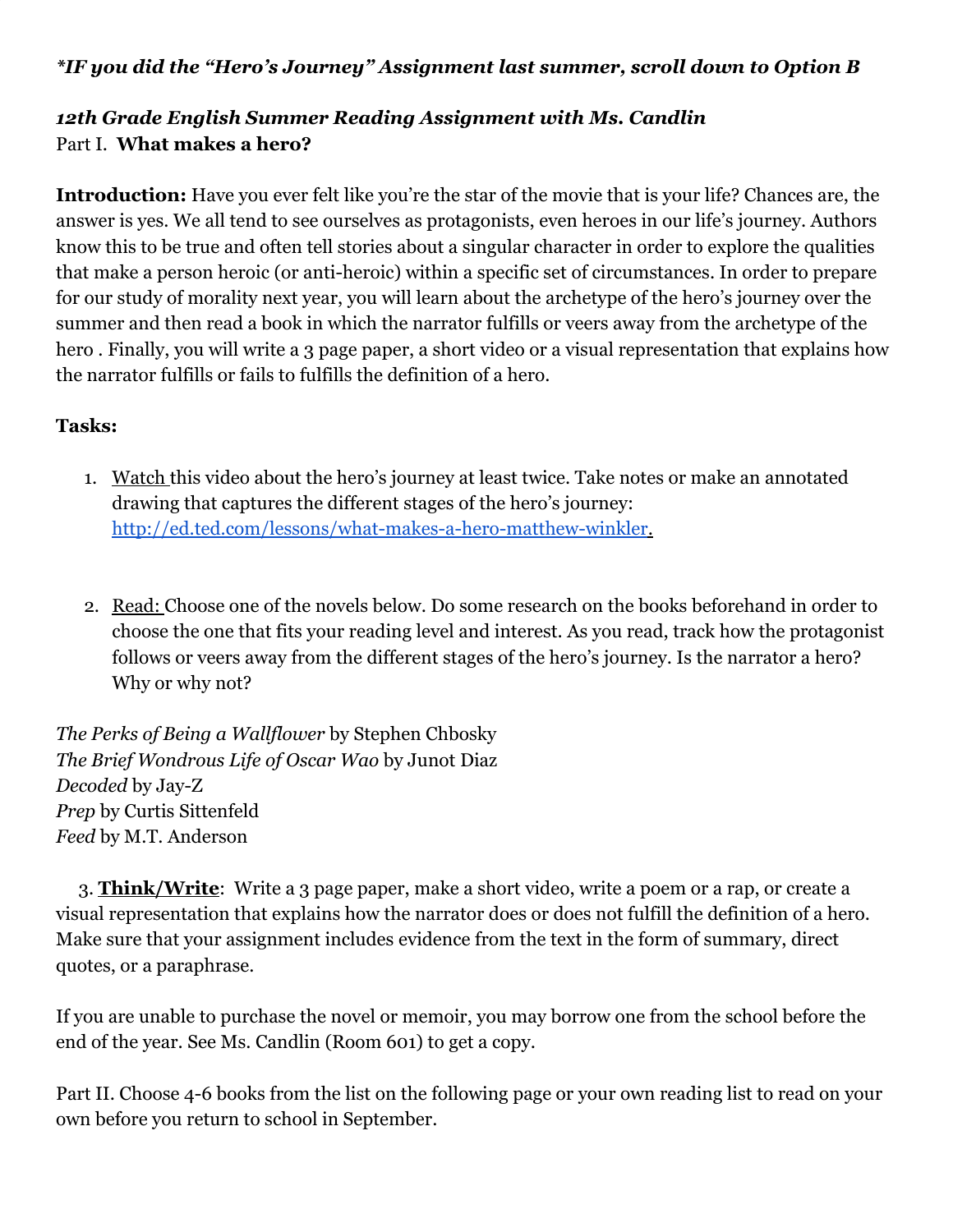***IF you did the "Hero's Journey" Assignment last summer, scroll down to Option B***

***12th Grade English Summer Reading Assignment with Ms. Candlin***

Part I. **What makes a hero?**

**Introduction:** Have you ever felt like you're the star of the movie that is your life? Chances are, the answer is yes. We all tend to see ourselves as protagonists, even heroes in our life's journey. Authors know this to be true and often tell stories about a singular character in order to explore the qualities that make a person heroic (or anti-heroic) within a specific set of circumstances. In order to prepare for our study of morality next year, you will learn about the archetype of the hero's journey over the summer and then read a book in which the narrator fulfills or veers away from the archetype of the hero . Finally, you will write a 3 page paper, a short video or a visual representation that explains how the narrator fulfills or fails to fulfills the definition of a hero.

**Tasks:**

1. Watch this video about the hero's journey at least twice. Take notes or make an annotated drawing that captures the different stages of the hero's journey: http://ed.ted.com/lessons/what-makes-a-hero-matthew-winkler.

2. Read: Choose one of the novels below. Do some research on the books beforehand in order to choose the one that fits your reading level and interest. As you read, track how the protagonist follows or veers away from the different stages of the hero's journey. Is the narrator a hero? Why or why not?

*The Perks of Being a Wallflower* by Stephen Chbosky
*The Brief Wondrous Life of Oscar Wao* by Junot Diaz
*Decoded* by Jay-Z
*Prep* by Curtis Sittenfeld
*Feed* by M.T. Anderson

3. **Think/Write**: Write a 3 page paper, make a short video, write a poem or a rap, or create a visual representation that explains how the narrator does or does not fulfill the definition of a hero. Make sure that your assignment includes evidence from the text in the form of summary, direct quotes, or a paraphrase.

If you are unable to purchase the novel or memoir, you may borrow one from the school before the end of the year. See Ms. Candlin (Room 601) to get a copy.

Part II. Choose 4-6 books from the list on the following page or your own reading list to read on your own before you return to school in September.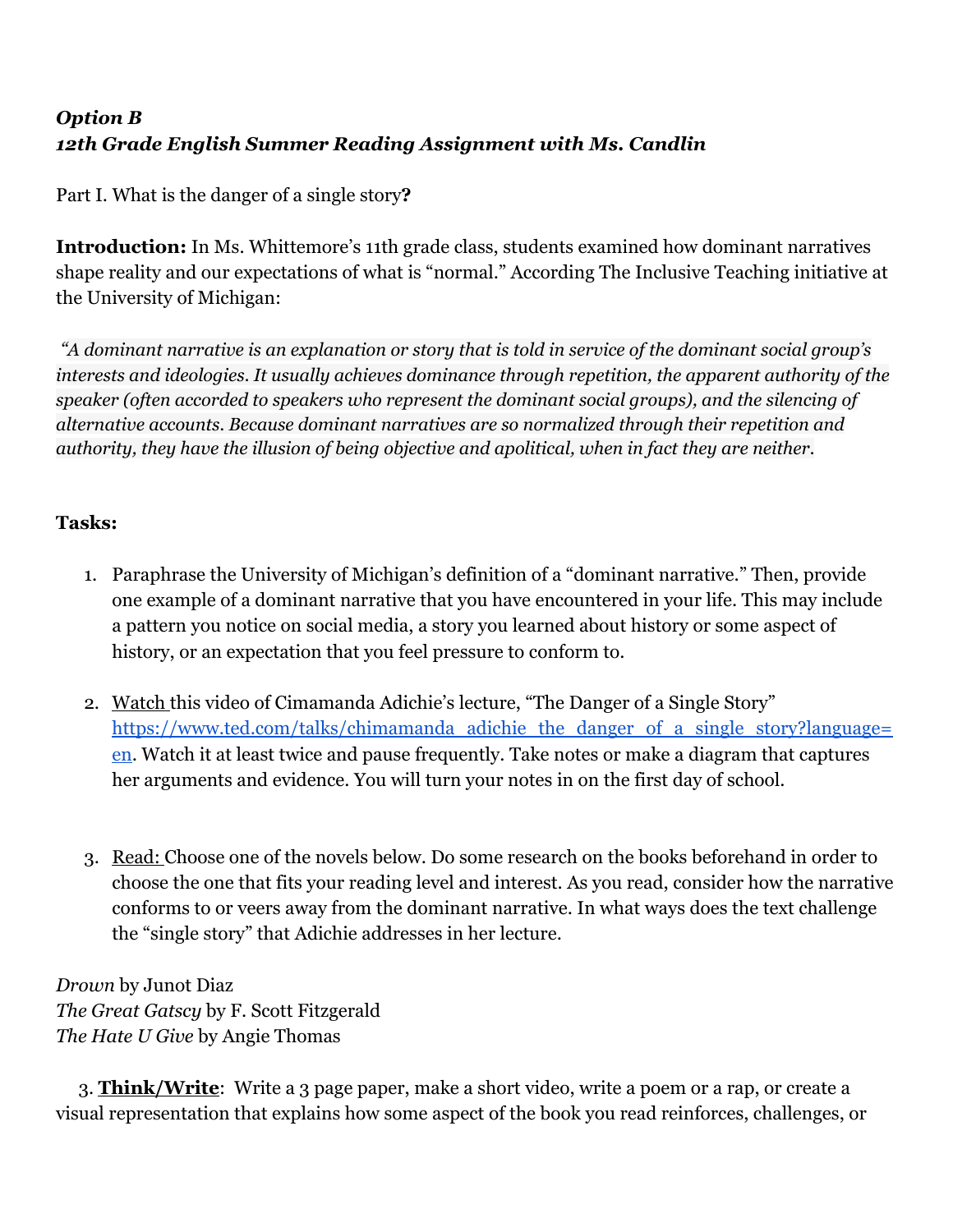***Option B***
***12th Grade English Summer Reading Assignment with Ms. Candlin***

Part I. What is the danger of a single story**?**

**Introduction:** In Ms. Whittemore's 11th grade class, students examined how dominant narratives shape reality and our expectations of what is "normal." According The Inclusive Teaching initiative at the University of Michigan:

*"A dominant narrative is an explanation or story that is told in service of the dominant social group's interests and ideologies. It usually achieves dominance through repetition, the apparent authority of the speaker (often accorded to speakers who represent the dominant social groups), and the silencing of alternative accounts. Because dominant narratives are so normalized through their repetition and authority, they have the illusion of being objective and apolitical, when in fact they are neither.*

**Tasks:**

1. Paraphrase the University of Michigan's definition of a "dominant narrative." Then, provide one example of a dominant narrative that you have encountered in your life. This may include a pattern you notice on social media, a story you learned about history or some aspect of history, or an expectation that you feel pressure to conform to.

2. Watch this video of Cimamanda Adichie's lecture, "The Danger of a Single Story" [https://www.ted.com/talks/chimamanda_adichie_the_danger_of_a_single_story?language=en](https://www.ted.com/talks/chimamanda_adichie_the_danger_of_a_single_story?language=en). Watch it at least twice and pause frequently. Take notes or make a diagram that captures her arguments and evidence. You will turn your notes in on the first day of school.

3. Read: Choose one of the novels below. Do some research on the books beforehand in order to choose the one that fits your reading level and interest. As you read, consider how the narrative conforms to or veers away from the dominant narrative. In what ways does the text challenge the "single story" that Adichie addresses in her lecture.

*Drown* by Junot Diaz
*The Great Gatscy* by F. Scott Fitzgerald
*The Hate U Give* by Angie Thomas

3. **Think/Write**: Write a 3 page paper, make a short video, write a poem or a rap, or create a visual representation that explains how some aspect of the book you read reinforces, challenges, or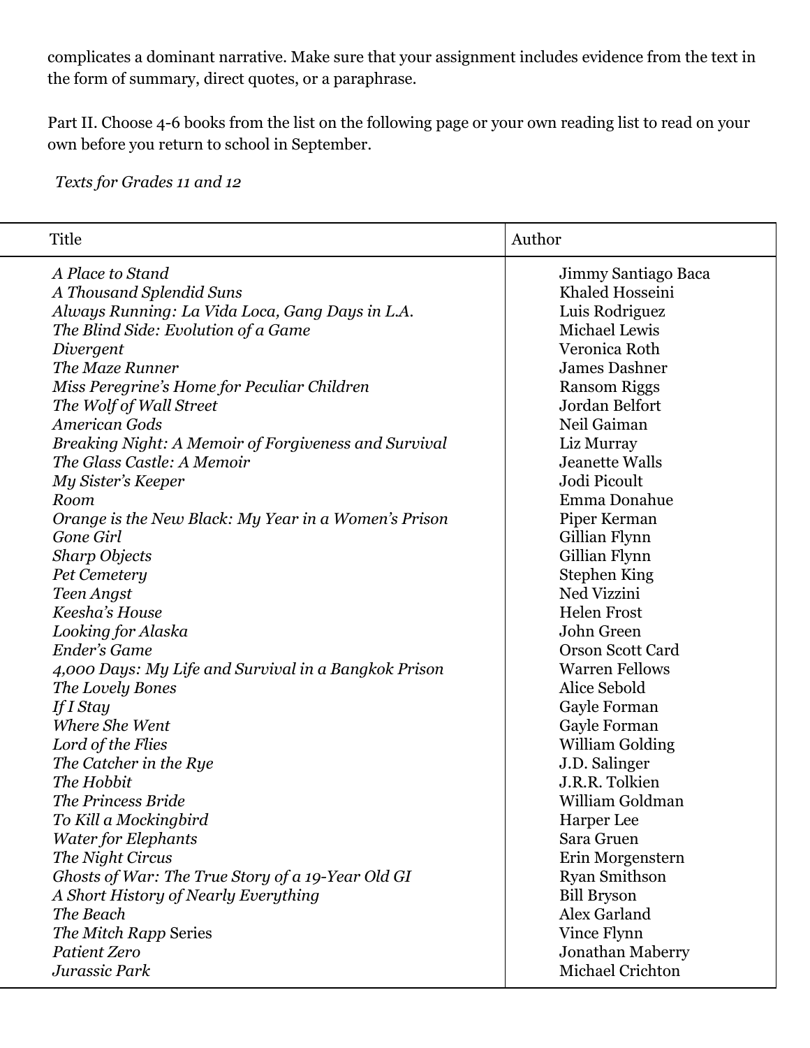complicates a dominant narrative. Make sure that your assignment includes evidence from the text in the form of summary, direct quotes, or a paraphrase.

Part II. Choose 4-6 books from the list on the following page or your own reading list to read on your own before you return to school in September.

*Texts for Grades 11 and 12*

| Title | Author |
|---|---|
| *A Place to Stand* | Jimmy Santiago Baca |
| *A Thousand Splendid Suns* | Khaled Hosseini |
| *Always Running: La Vida Loca, Gang Days in L.A.* | Luis Rodriguez |
| *The Blind Side: Evolution of a Game* | Michael Lewis |
| *Divergent* | Veronica Roth |
| *The Maze Runner* | James Dashner |
| *Miss Peregrine's Home for Peculiar Children* | Ransom Riggs |
| *The Wolf of Wall Street* | Jordan Belfort |
| *American Gods* | Neil Gaiman |
| *Breaking Night: A Memoir of Forgiveness and Survival* | Liz Murray |
| *The Glass Castle: A Memoir* | Jeanette Walls |
| *My Sister's Keeper* | Jodi Picoult |
| *Room* | Emma Donahue |
| *Orange is the New Black: My Year in a Women's Prison* | Piper Kerman |
| *Gone Girl* | Gillian Flynn |
| *Sharp Objects* | Gillian Flynn |
| *Pet Cemetery* | Stephen King |
| *Teen Angst* | Ned Vizzini |
| *Keesha's House* | Helen Frost |
| *Looking for Alaska* | John Green |
| *Ender's Game* | Orson Scott Card |
| *4,000 Days: My Life and Survival in a Bangkok Prison* | Warren Fellows |
| *The Lovely Bones* | Alice Sebold |
| *If I Stay* | Gayle Forman |
| *Where She Went* | Gayle Forman |
| *Lord of the Flies* | William Golding |
| *The Catcher in the Rye* | J.D. Salinger |
| *The Hobbit* | J.R.R. Tolkien |
| *The Princess Bride* | William Goldman |
| *To Kill a Mockingbird* | Harper Lee |
| *Water for Elephants* | Sara Gruen |
| *The Night Circus* | Erin Morgenstern |
| *Ghosts of War: The True Story of a 19-Year Old GI* | Ryan Smithson |
| *A Short History of Nearly Everything* | Bill Bryson |
| *The Beach* | Alex Garland |
| *The Mitch Rapp* Series | Vince Flynn |
| *Patient Zero* | Jonathan Maberry |
| *Jurassic Park* | Michael Crichton |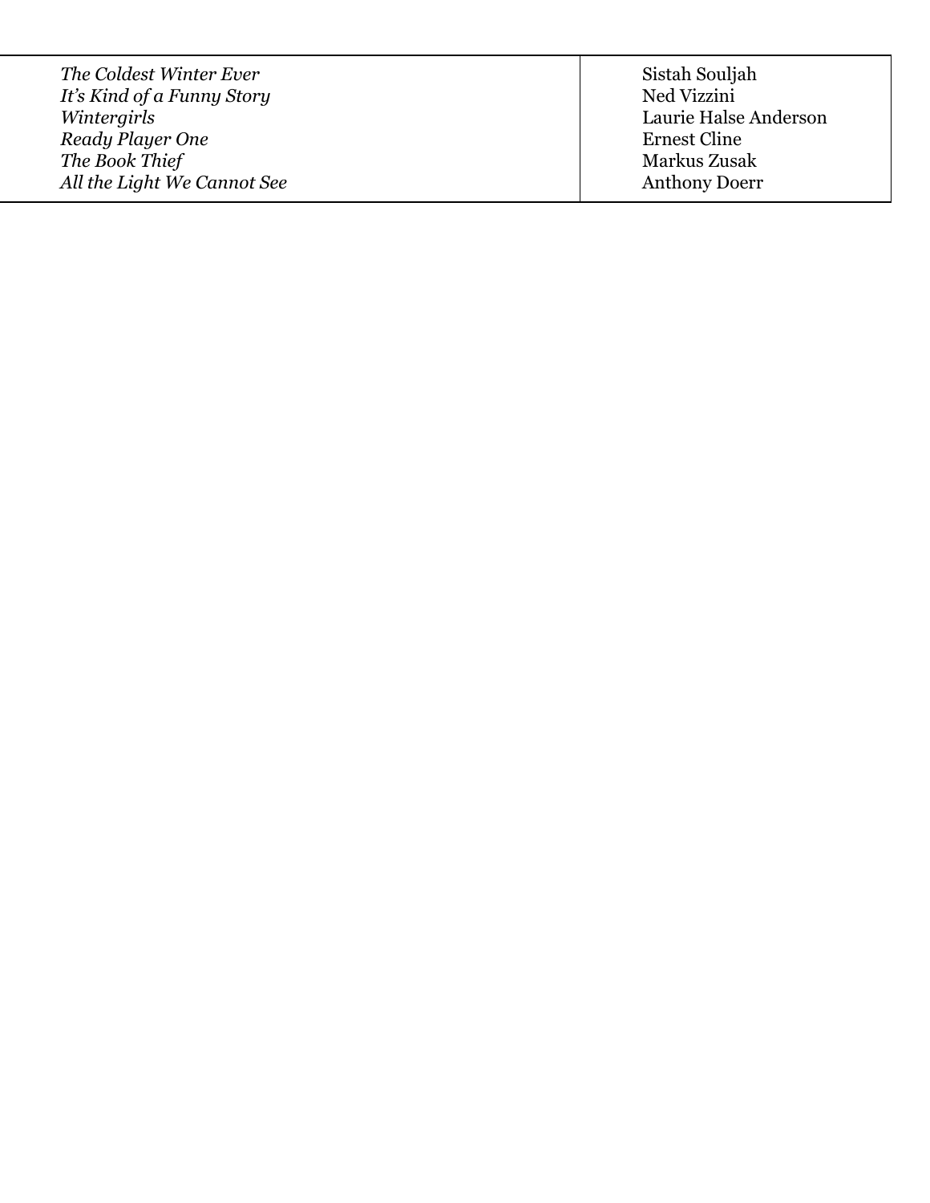| | |
|---|---|
| *The Coldest Winter Ever* | Sistah Souljah |
| *It's Kind of a Funny Story* | Ned Vizzini |
| *Wintergirls* | Laurie Halse Anderson |
| *Ready Player One* | Ernest Cline |
| *The Book Thief* | Markus Zusak |
| *All the Light We Cannot See* | Anthony Doerr |